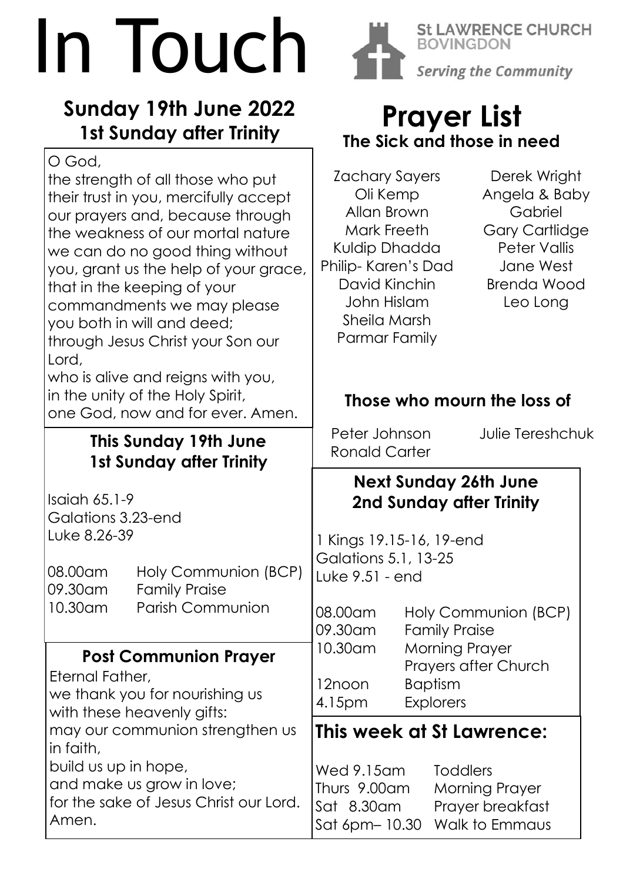# In Touch

**St LAWRENCE CHURCH BOVINGDON**

*Serving the Community*

## Sunday 19th June 2022
## 1st Sunday after Trinity

O God,
the strength of all those who put their trust in you, mercifully accept our prayers and, because through the weakness of our mortal nature we can do no good thing without you, grant us the help of your grace, that in the keeping of your commandments we may please you both in will and deed;
through Jesus Christ your Son our Lord,
who is alive and reigns with you,
in the unity of the Holy Spirit,
one God, now and for ever. Amen.

### This Sunday 19th June
### 1st Sunday after Trinity

Isaiah 65.1-9
Galations 3.23-end
Luke 8.26-39

| | |
|---|---|
| 08.00am | Holy Communion (BCP) |
| 09.30am | Family Praise |
| 10.30am | Parish Communion |

### Post Communion Prayer

Eternal Father,
we thank you for nourishing us with these heavenly gifts:
may our communion strengthen us in faith,
build us up in hope,
and make us grow in love;
for the sake of Jesus Christ our Lord.
Amen.

# Prayer List

### The Sick and those in need

Zachary Sayers
Oli Kemp
Allan Brown
Mark Freeth
Kuldip Dhadda
Philip- Karen's Dad
David Kinchin
John Hislam
Sheila Marsh
Parmar Family
Derek Wright
Angela & Baby Gabriel
Gary Cartlidge
Peter Vallis
Jane West
Brenda Wood
Leo Long

### Those who mourn the loss of

Peter Johnson
Ronald Carter
Julie Tereshchuk

### Next Sunday 26th June
### 2nd Sunday after Trinity

1 Kings 19.15-16, 19-end
Galations 5.1, 13-25
Luke 9.51 - end

| | |
|---|---|
| 08.00am | Holy Communion (BCP) |
| 09.30am | Family Praise |
| 10.30am | Morning Prayer<br>Prayers after Church |
| 12noon | Baptism |
| 4.15pm | Explorers |

## This week at St Lawrence:

| | |
|---|---|
| Wed 9.15am | Toddlers |
| Thurs 9.00am | Morning Prayer |
| Sat 8.30am | Prayer breakfast |
| Sat 6pm– 10.30 | Walk to Emmaus |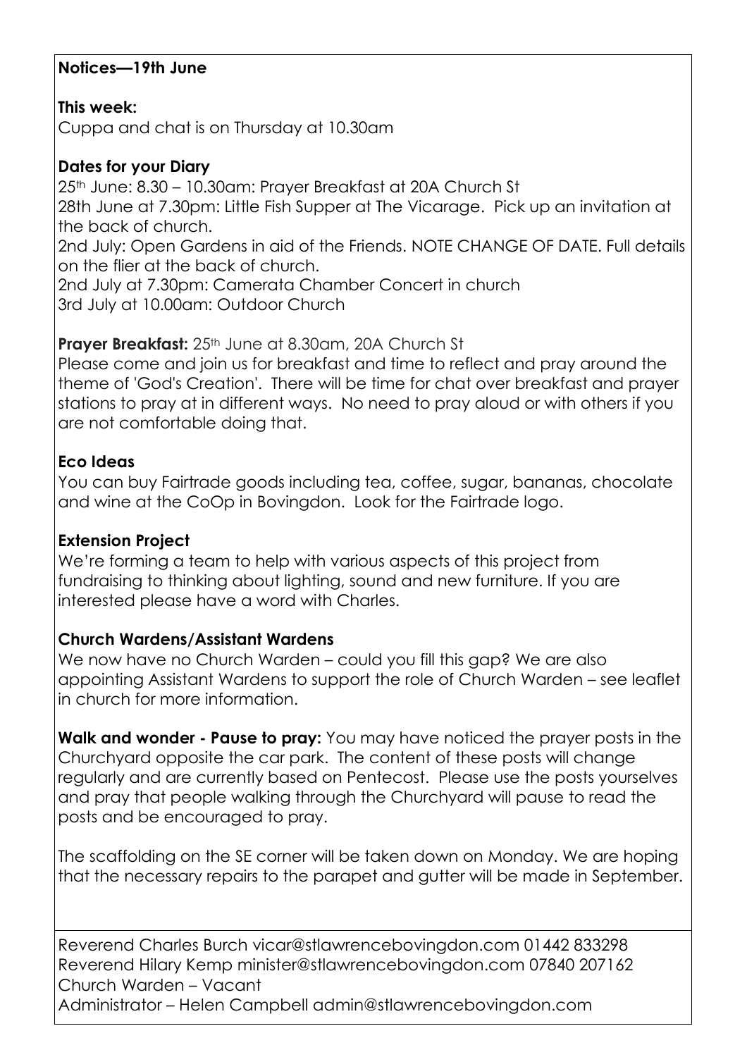**Notices—19th June**

**This week:**

Cuppa and chat is on Thursday at 10.30am

**Dates for your Diary**

25th June: 8.30 – 10.30am: Prayer Breakfast at 20A Church St
28th June at 7.30pm: Little Fish Supper at The Vicarage. Pick up an invitation at the back of church.
2nd July: Open Gardens in aid of the Friends. NOTE CHANGE OF DATE. Full details on the flier at the back of church.
2nd July at 7.30pm: Camerata Chamber Concert in church
3rd July at 10.00am: Outdoor Church

**Prayer Breakfast:** 25th June at 8.30am, 20A Church St

Please come and join us for breakfast and time to reflect and pray around the theme of 'God's Creation'. There will be time for chat over breakfast and prayer stations to pray at in different ways. No need to pray aloud or with others if you are not comfortable doing that.

**Eco Ideas**

You can buy Fairtrade goods including tea, coffee, sugar, bananas, chocolate and wine at the CoOp in Bovingdon. Look for the Fairtrade logo.

**Extension Project**

We're forming a team to help with various aspects of this project from fundraising to thinking about lighting, sound and new furniture. If you are interested please have a word with Charles.

**Church Wardens/Assistant Wardens**

We now have no Church Warden – could you fill this gap? We are also appointing Assistant Wardens to support the role of Church Warden – see leaflet in church for more information.

**Walk and wonder - Pause to pray:** You may have noticed the prayer posts in the Churchyard opposite the car park. The content of these posts will change regularly and are currently based on Pentecost. Please use the posts yourselves and pray that people walking through the Churchyard will pause to read the posts and be encouraged to pray.

The scaffolding on the SE corner will be taken down on Monday. We are hoping that the necessary repairs to the parapet and gutter will be made in September.

Reverend Charles Burch vicar@stlawrencebovingdon.com 01442 833298
Reverend Hilary Kemp minister@stlawrencebovingdon.com 07840 207162
Church Warden – Vacant
Administrator – Helen Campbell admin@stlawrencebovingdon.com